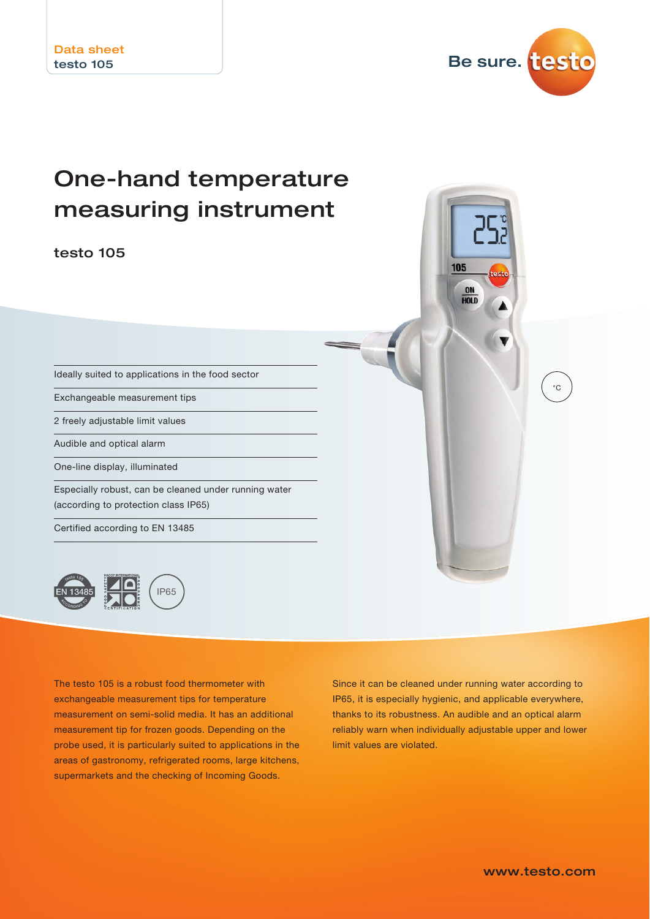Data sheet
testo 105

Be sure. testo

# One-hand temperature measuring instrument

## testo 105

- Ideally suited to applications in the food sector
- Exchangeable measurement tips
- 2 freely adjustable limit values
- Audible and optical alarm
- One-line display, illuminated
- Especially robust, can be cleaned under running water (according to protection class IP65)
- Certified according to EN 13485

°C

EN 13485 IP65

The testo 105 is a robust food thermometer with exchangeable measurement tips for temperature measurement on semi-solid media. It has an additional measurement tip for frozen goods. Depending on the probe used, it is particularly suited to applications in the areas of gastronomy, refrigerated rooms, large kitchens, supermarkets and the checking of Incoming Goods.

Since it can be cleaned under running water according to IP65, it is especially hygienic, and applicable everywhere, thanks to its robustness. An audible and an optical alarm reliably warn when individually adjustable upper and lower limit values are violated.

www.testo.com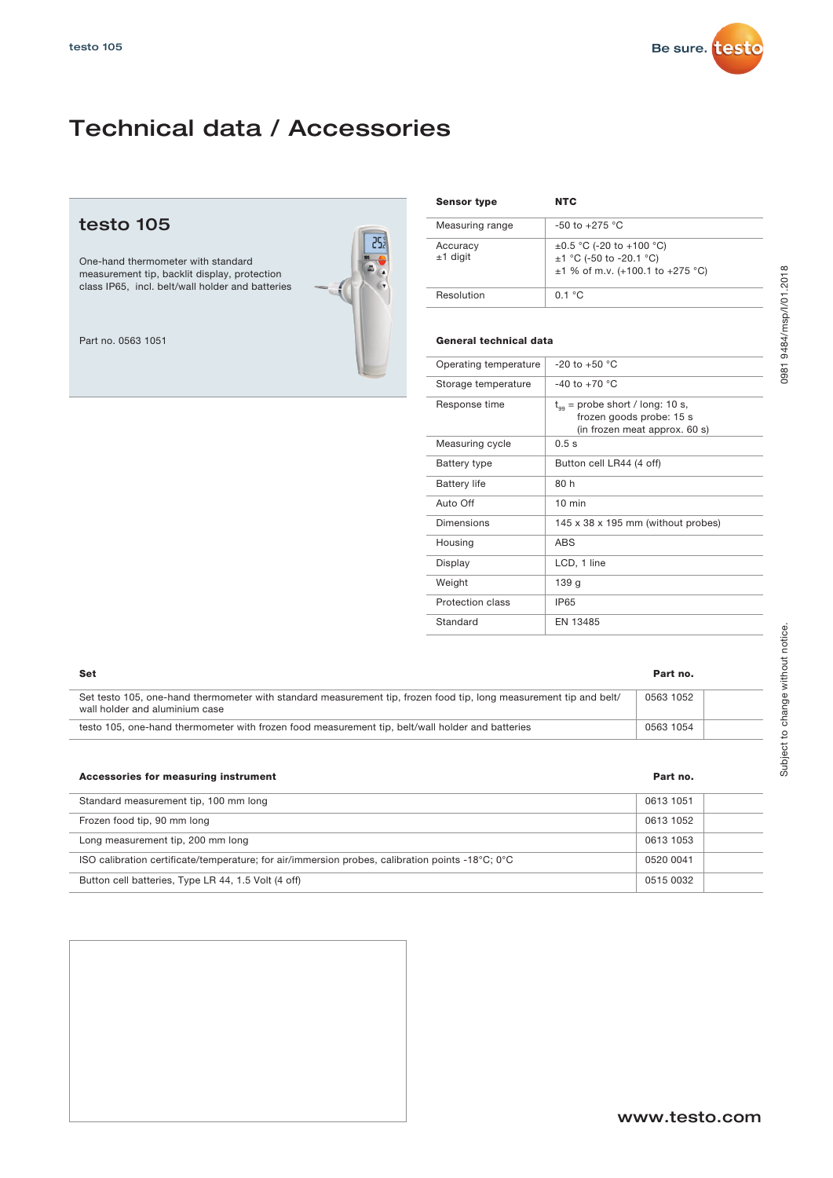# Technical data / Accessories

## testo 105

One-hand thermometer with standard measurement tip, backlit display, protection class IP65, incl. belt/wall holder and batteries

Part no. 0563 1051

| Sensor type | NTC |
| --- | --- |
| Measuring range | -50 to +275 °C |
| Accuracy<br>±1 digit | ±0.5 °C (-20 to +100 °C)<br>±1 °C (-50 to -20.1 °C)<br>±1 % of m.v. (+100.1 to +275 °C) |
| Resolution | 0.1 °C |

**General technical data**

| | |
| --- | --- |
| Operating temperature | -20 to +50 °C |
| Storage temperature | -40 to +70 °C |
| Response time | $t_{99}$ = probe short / long: 10 s,<br>frozen goods probe: 15 s<br>(in frozen meat approx. 60 s) |
| Measuring cycle | 0.5 s |
| Battery type | Button cell LR44 (4 off) |
| Battery life | 80 h |
| Auto Off | 10 min |
| Dimensions | 145 x 38 x 195 mm (without probes) |
| Housing | ABS |
| Display | LCD, 1 line |
| Weight | 139 g |
| Protection class | IP65 |
| Standard | EN 13485 |

| Set | Part no. |
| --- | --- |
| Set testo 105, one-hand thermometer with standard measurement tip, frozen food tip, long measurement tip and belt/ wall holder and aluminium case | 0563 1052 |
| testo 105, one-hand thermometer with frozen food measurement tip, belt/wall holder and batteries | 0563 1054 |

| Accessories for measuring instrument | Part no. |
| --- | --- |
| Standard measurement tip, 100 mm long | 0613 1051 |
| Frozen food tip, 90 mm long | 0613 1052 |
| Long measurement tip, 200 mm long | 0613 1053 |
| ISO calibration certificate/temperature; for air/immersion probes, calibration points -18°C; 0°C | 0520 0041 |
| Button cell batteries, Type LR 44, 1.5 Volt (4 off) | 0515 0032 |

0981 9484/msp/I/01.2018

Subject to change without notice.

www.testo.com